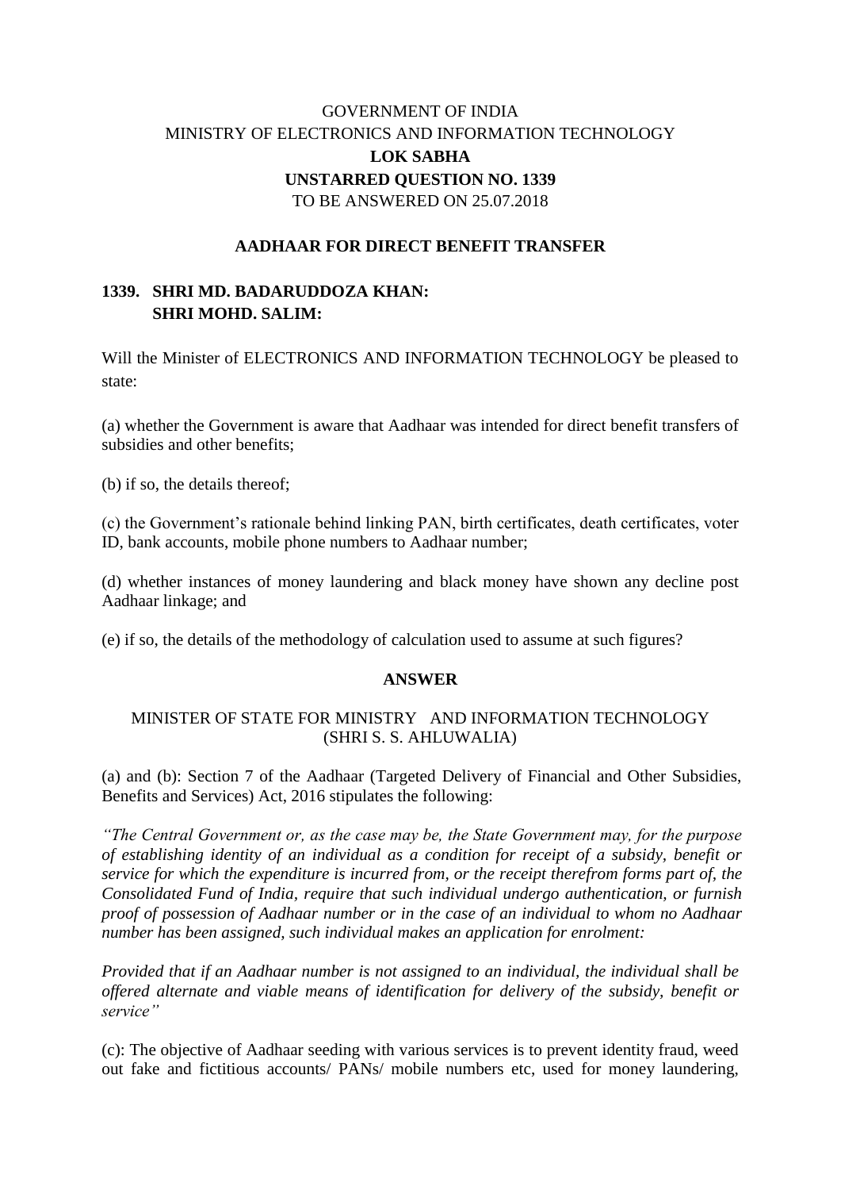GOVERNMENT OF INDIA
MINISTRY OF ELECTRONICS AND INFORMATION TECHNOLOGY
**LOK SABHA**
**UNSTARRED QUESTION NO. 1339**
TO BE ANSWERED ON 25.07.2018

**AADHAAR FOR DIRECT BENEFIT TRANSFER**

**1339. SHRI MD. BADARUDDOZA KHAN:**
**SHRI MOHD. SALIM:**

Will the Minister of ELECTRONICS AND INFORMATION TECHNOLOGY be pleased to state:

(a) whether the Government is aware that Aadhaar was intended for direct benefit transfers of subsidies and other benefits;

(b) if so, the details thereof;

(c) the Government's rationale behind linking PAN, birth certificates, death certificates, voter ID, bank accounts, mobile phone numbers to Aadhaar number;

(d) whether instances of money laundering and black money have shown any decline post Aadhaar linkage; and

(e) if so, the details of the methodology of calculation used to assume at such figures?

**ANSWER**

MINISTER OF STATE FOR MINISTRY AND INFORMATION TECHNOLOGY
(SHRI S. S. AHLUWALIA)

(a) and (b): Section 7 of the Aadhaar (Targeted Delivery of Financial and Other Subsidies, Benefits and Services) Act, 2016 stipulates the following:

*"The Central Government or, as the case may be, the State Government may, for the purpose of establishing identity of an individual as a condition for receipt of a subsidy, benefit or service for which the expenditure is incurred from, or the receipt therefrom forms part of, the Consolidated Fund of India, require that such individual undergo authentication, or furnish proof of possession of Aadhaar number or in the case of an individual to whom no Aadhaar number has been assigned, such individual makes an application for enrolment:*

*Provided that if an Aadhaar number is not assigned to an individual, the individual shall be offered alternate and viable means of identification for delivery of the subsidy, benefit or service"*

(c): The objective of Aadhaar seeding with various services is to prevent identity fraud, weed out fake and fictitious accounts/ PANs/ mobile numbers etc, used for money laundering,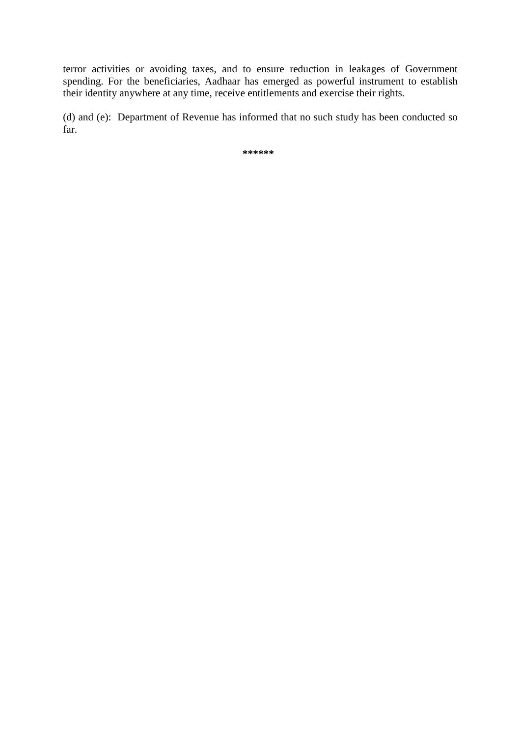terror activities or avoiding taxes, and to ensure reduction in leakages of Government spending. For the beneficiaries, Aadhaar has emerged as powerful instrument to establish their identity anywhere at any time, receive entitlements and exercise their rights.

(d) and (e): Department of Revenue has informed that no such study has been conducted so far.

******